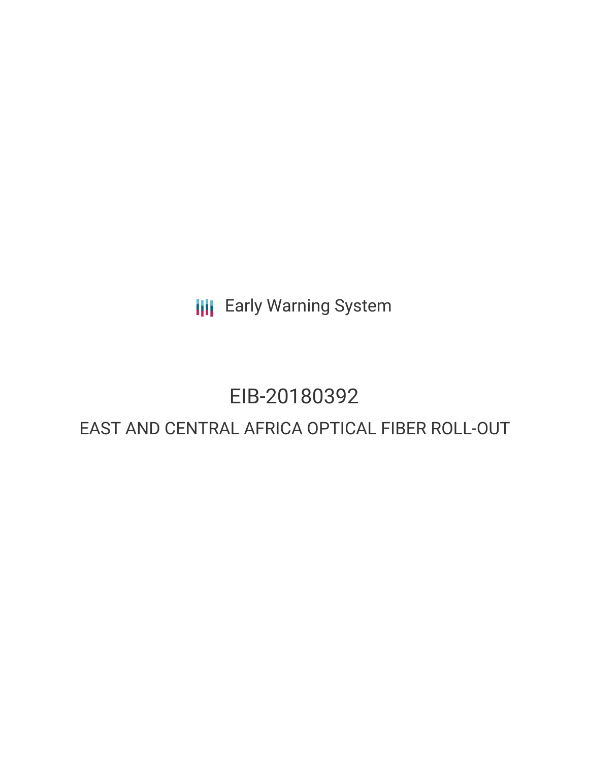Early Warning System

# EIB-20180392

## EAST AND CENTRAL AFRICA OPTICAL FIBER ROLL-OUT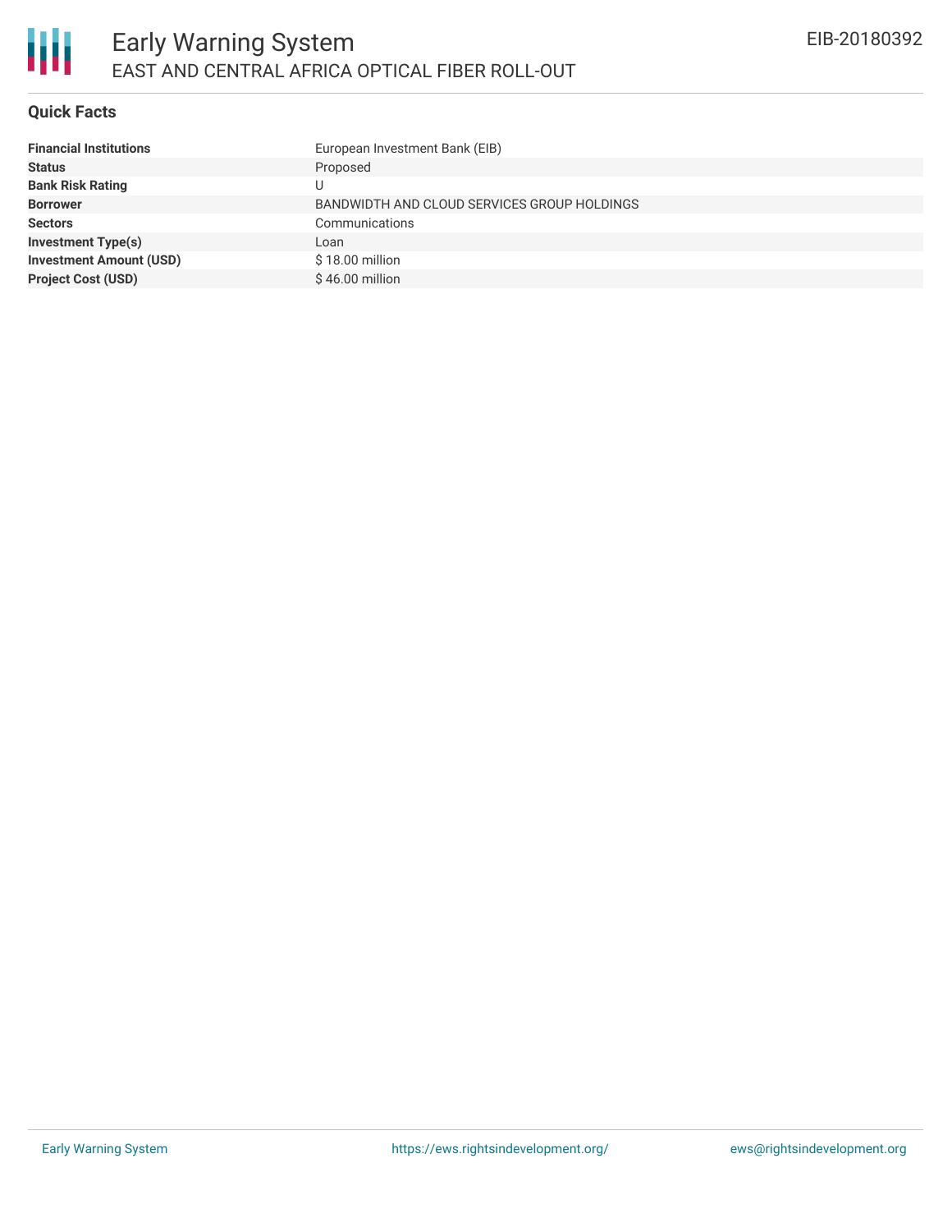## Quick Facts

| | |
|---|---|
| **Financial Institutions** | European Investment Bank (EIB) |
| **Status** | Proposed |
| **Bank Risk Rating** | U |
| **Borrower** | BANDWIDTH AND CLOUD SERVICES GROUP HOLDINGS |
| **Sectors** | Communications |
| **Investment Type(s)** | Loan |
| **Investment Amount (USD)** | $ 18.00 million |
| **Project Cost (USD)** | $ 46.00 million |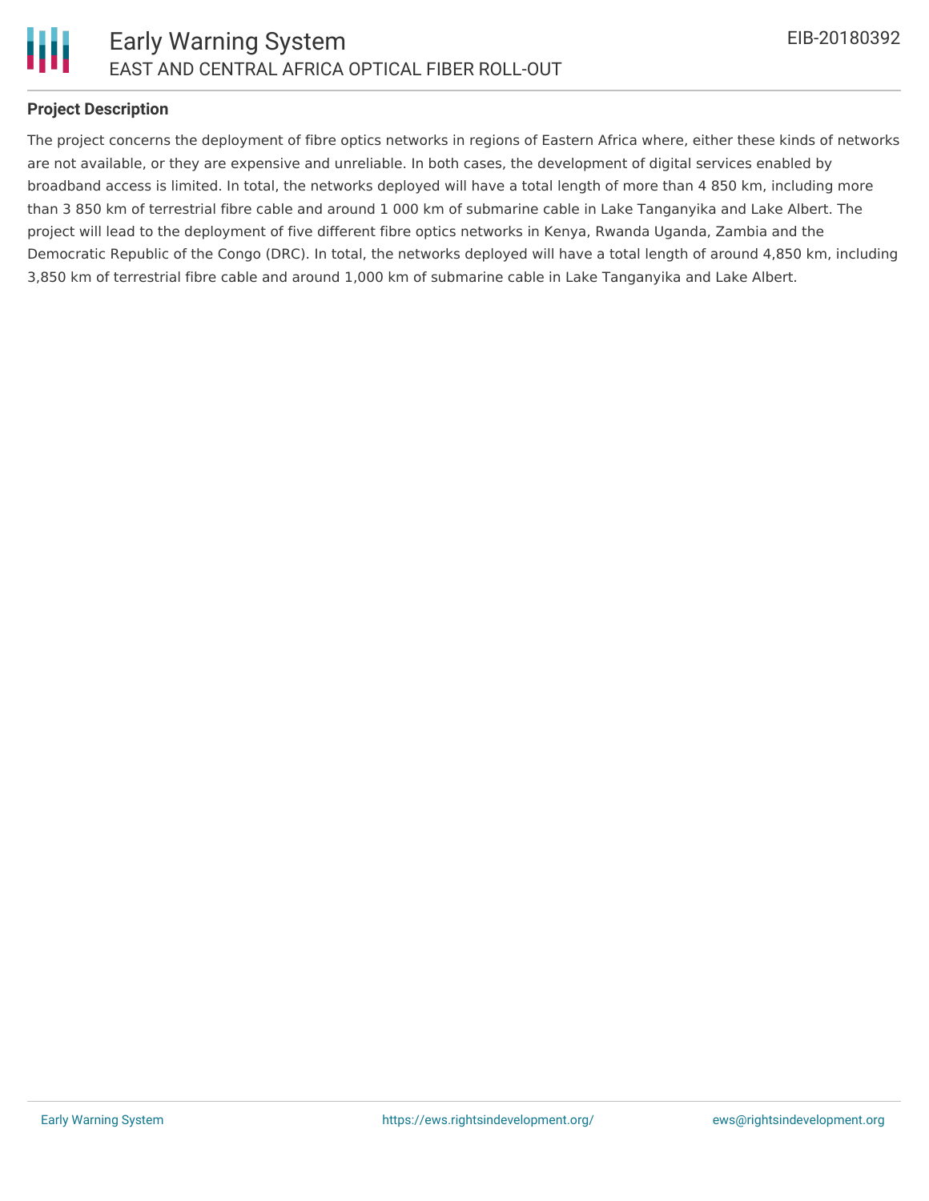## Project Description

The project concerns the deployment of fibre optics networks in regions of Eastern Africa where, either these kinds of networks are not available, or they are expensive and unreliable. In both cases, the development of digital services enabled by broadband access is limited. In total, the networks deployed will have a total length of more than 4 850 km, including more than 3 850 km of terrestrial fibre cable and around 1 000 km of submarine cable in Lake Tanganyika and Lake Albert. The project will lead to the deployment of five different fibre optics networks in Kenya, Rwanda Uganda, Zambia and the Democratic Republic of the Congo (DRC). In total, the networks deployed will have a total length of around 4,850 km, including 3,850 km of terrestrial fibre cable and around 1,000 km of submarine cable in Lake Tanganyika and Lake Albert.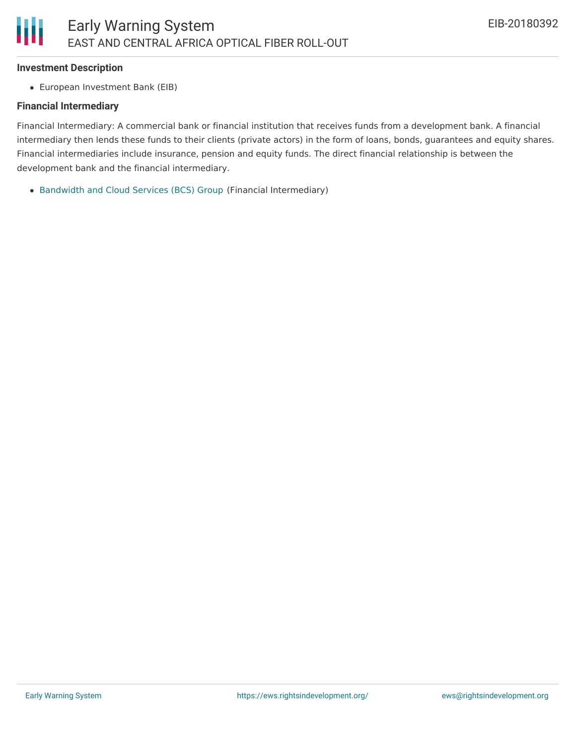### Investment Description

- European Investment Bank (EIB)

### Financial Intermediary

Financial Intermediary: A commercial bank or financial institution that receives funds from a development bank. A financial intermediary then lends these funds to their clients (private actors) in the form of loans, bonds, guarantees and equity shares. Financial intermediaries include insurance, pension and equity funds. The direct financial relationship is between the development bank and the financial intermediary.

- Bandwidth and Cloud Services (BCS) Group (Financial Intermediary)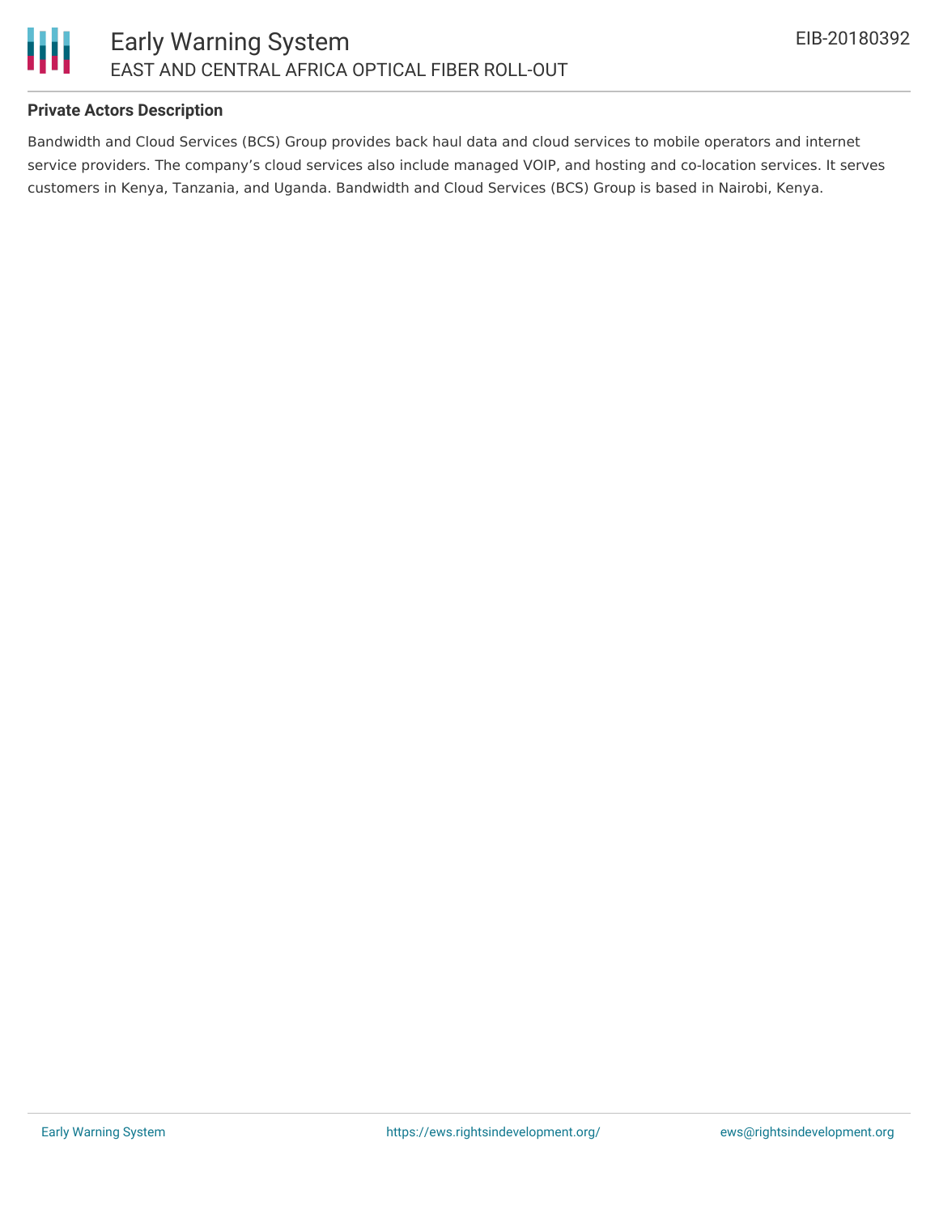**Private Actors Description**

Bandwidth and Cloud Services (BCS) Group provides back haul data and cloud services to mobile operators and internet service providers. The company’s cloud services also include managed VOIP, and hosting and co-location services. It serves customers in Kenya, Tanzania, and Uganda. Bandwidth and Cloud Services (BCS) Group is based in Nairobi, Kenya.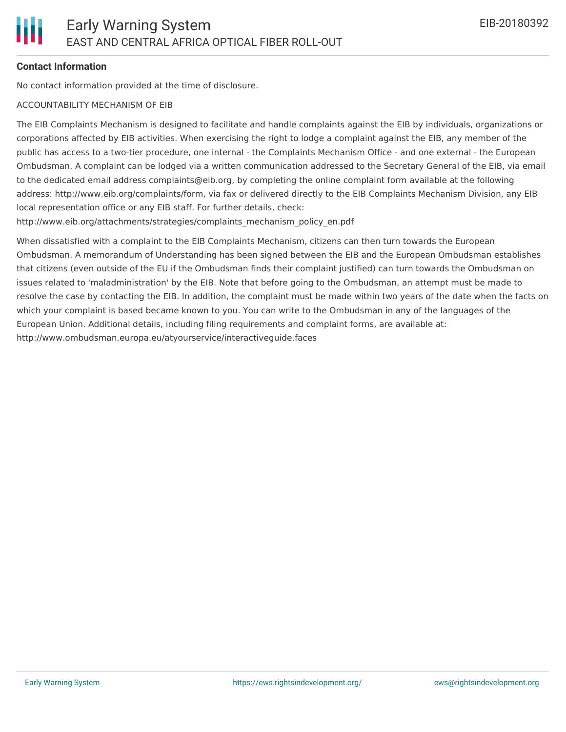## Contact Information

No contact information provided at the time of disclosure.

ACCOUNTABILITY MECHANISM OF EIB

The EIB Complaints Mechanism is designed to facilitate and handle complaints against the EIB by individuals, organizations or corporations affected by EIB activities. When exercising the right to lodge a complaint against the EIB, any member of the public has access to a two-tier procedure, one internal - the Complaints Mechanism Office - and one external - the European Ombudsman. A complaint can be lodged via a written communication addressed to the Secretary General of the EIB, via email to the dedicated email address complaints@eib.org, by completing the online complaint form available at the following address: http://www.eib.org/complaints/form, via fax or delivered directly to the EIB Complaints Mechanism Division, any EIB local representation office or any EIB staff. For further details, check: http://www.eib.org/attachments/strategies/complaints_mechanism_policy_en.pdf

When dissatisfied with a complaint to the EIB Complaints Mechanism, citizens can then turn towards the European Ombudsman. A memorandum of Understanding has been signed between the EIB and the European Ombudsman establishes that citizens (even outside of the EU if the Ombudsman finds their complaint justified) can turn towards the Ombudsman on issues related to 'maladministration' by the EIB. Note that before going to the Ombudsman, an attempt must be made to resolve the case by contacting the EIB. In addition, the complaint must be made within two years of the date when the facts on which your complaint is based became known to you. You can write to the Ombudsman in any of the languages of the European Union. Additional details, including filing requirements and complaint forms, are available at: http://www.ombudsman.europa.eu/atyourservice/interactiveguide.faces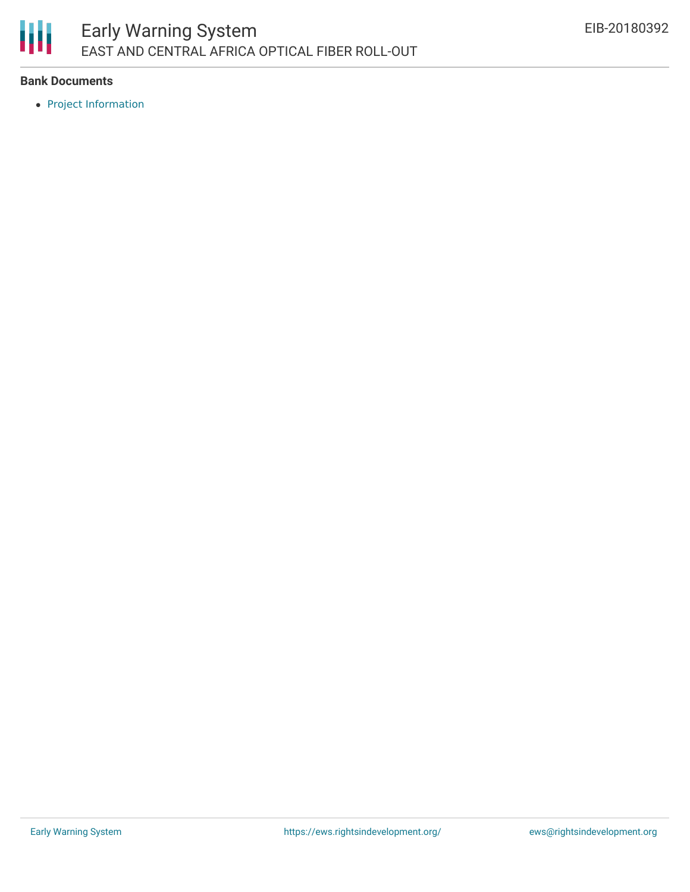**Bank Documents**

- Project Information